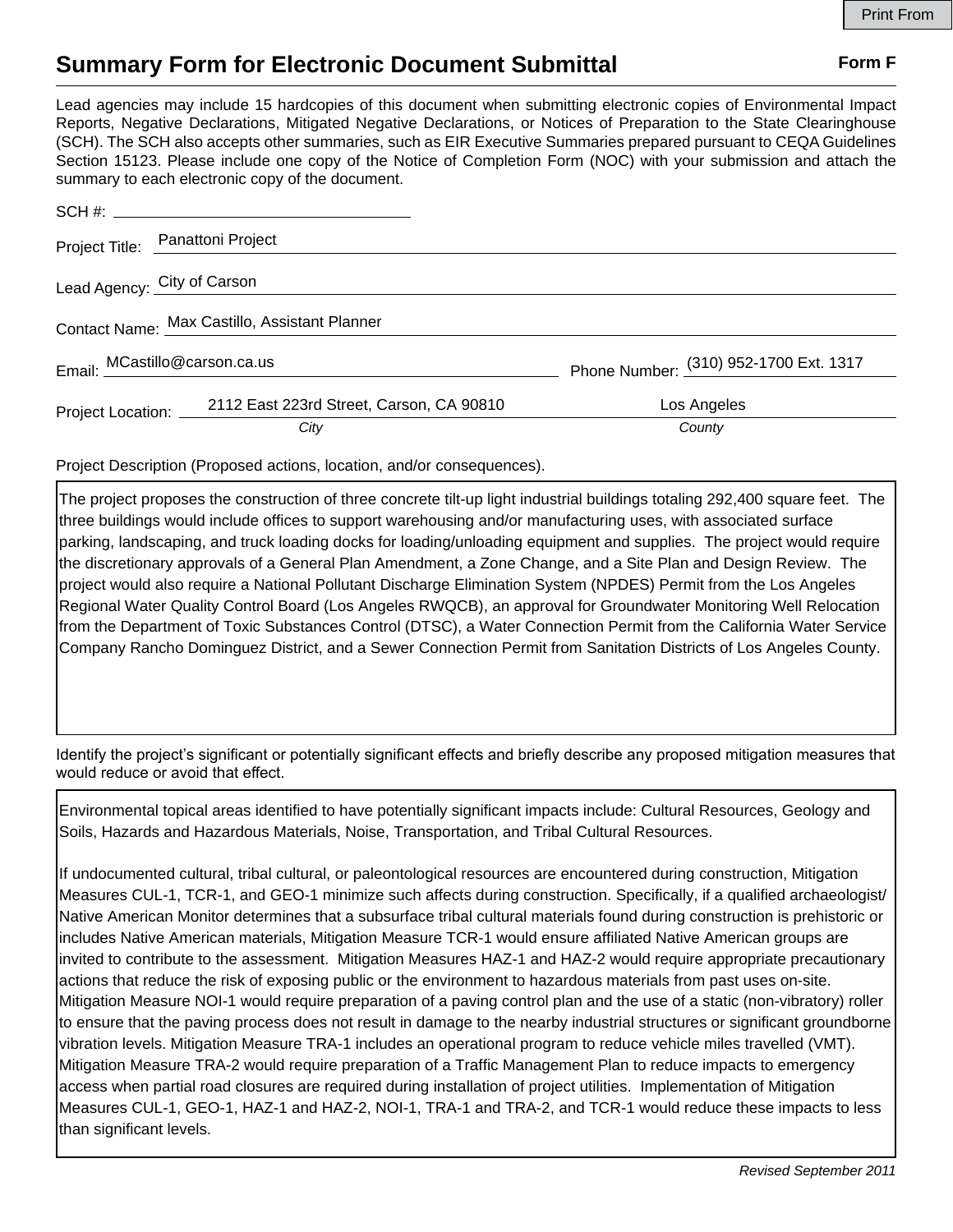# Summary Form for Electronic Document Submittal

**Form F**

Lead agencies may include 15 hardcopies of this document when submitting electronic copies of Environmental Impact Reports, Negative Declarations, Mitigated Negative Declarations, or Notices of Preparation to the State Clearinghouse (SCH). The SCH also accepts other summaries, such as EIR Executive Summaries prepared pursuant to CEQA Guidelines Section 15123. Please include one copy of the Notice of Completion Form (NOC) with your submission and attach the summary to each electronic copy of the document.

SCH #: 

Project Title: Panattoni Project

Lead Agency: City of Carson

Contact Name: Max Castillo, Assistant Planner

Email: MCastillo@carson.ca.us

Phone Number: (310) 952-1700 Ext. 1317

Project Location: 2112 East 223rd Street, Carson, CA 90810 (*City*) — Los Angeles (*County*)

Project Description (Proposed actions, location, and/or consequences).

The project proposes the construction of three concrete tilt-up light industrial buildings totaling 292,400 square feet. The three buildings would include offices to support warehousing and/or manufacturing uses, with associated surface parking, landscaping, and truck loading docks for loading/unloading equipment and supplies. The project would require the discretionary approvals of a General Plan Amendment, a Zone Change, and a Site Plan and Design Review. The project would also require a National Pollutant Discharge Elimination System (NPDES) Permit from the Los Angeles Regional Water Quality Control Board (Los Angeles RWQCB), an approval for Groundwater Monitoring Well Relocation from the Department of Toxic Substances Control (DTSC), a Water Connection Permit from the California Water Service Company Rancho Dominguez District, and a Sewer Connection Permit from Sanitation Districts of Los Angeles County.

Identify the project's significant or potentially significant effects and briefly describe any proposed mitigation measures that would reduce or avoid that effect.

Environmental topical areas identified to have potentially significant impacts include: Cultural Resources, Geology and Soils, Hazards and Hazardous Materials, Noise, Transportation, and Tribal Cultural Resources.

If undocumented cultural, tribal cultural, or paleontological resources are encountered during construction, Mitigation Measures CUL-1, TCR-1, and GEO-1 minimize such affects during construction. Specifically, if a qualified archaeologist/ Native American Monitor determines that a subsurface tribal cultural materials found during construction is prehistoric or includes Native American materials, Mitigation Measure TCR-1 would ensure affiliated Native American groups are invited to contribute to the assessment. Mitigation Measures HAZ-1 and HAZ-2 would require appropriate precautionary actions that reduce the risk of exposing public or the environment to hazardous materials from past uses on-site. Mitigation Measure NOI-1 would require preparation of a paving control plan and the use of a static (non-vibratory) roller to ensure that the paving process does not result in damage to the nearby industrial structures or significant groundborne vibration levels. Mitigation Measure TRA-1 includes an operational program to reduce vehicle miles travelled (VMT). Mitigation Measure TRA-2 would require preparation of a Traffic Management Plan to reduce impacts to emergency access when partial road closures are required during installation of project utilities. Implementation of Mitigation Measures CUL-1, GEO-1, HAZ-1 and HAZ-2, NOI-1, TRA-1 and TRA-2, and TCR-1 would reduce these impacts to less than significant levels.

*Revised September 2011*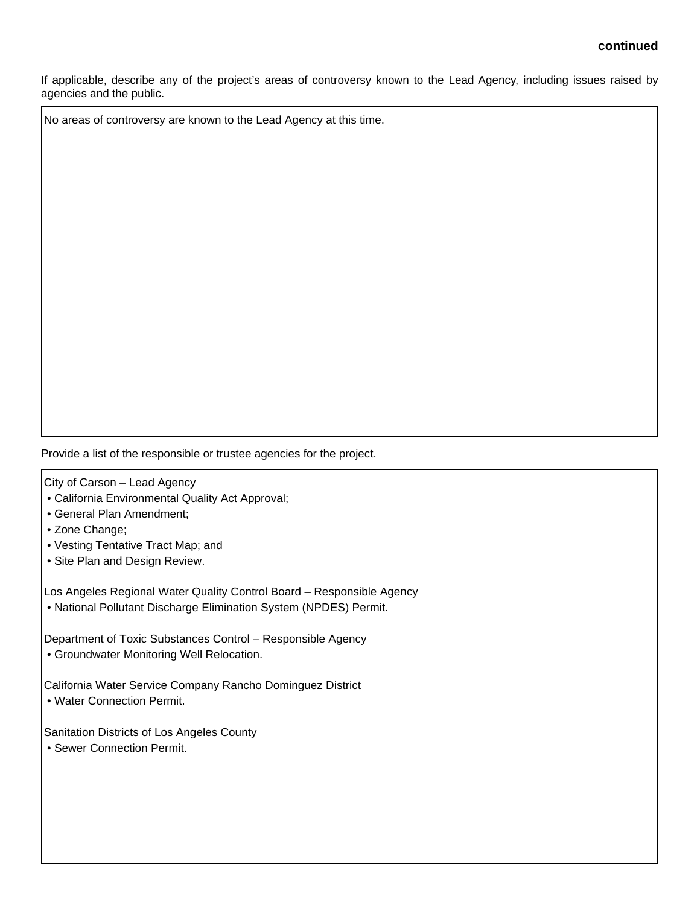**continued**

If applicable, describe any of the project's areas of controversy known to the Lead Agency, including issues raised by agencies and the public.

No areas of controversy are known to the Lead Agency at this time.

Provide a list of the responsible or trustee agencies for the project.

City of Carson – Lead Agency

- California Environmental Quality Act Approval;
- General Plan Amendment;
- Zone Change;
- Vesting Tentative Tract Map; and
- Site Plan and Design Review.

Los Angeles Regional Water Quality Control Board – Responsible Agency

- National Pollutant Discharge Elimination System (NPDES) Permit.

Department of Toxic Substances Control – Responsible Agency

- Groundwater Monitoring Well Relocation.

California Water Service Company Rancho Dominguez District

- Water Connection Permit.

Sanitation Districts of Los Angeles County

- Sewer Connection Permit.